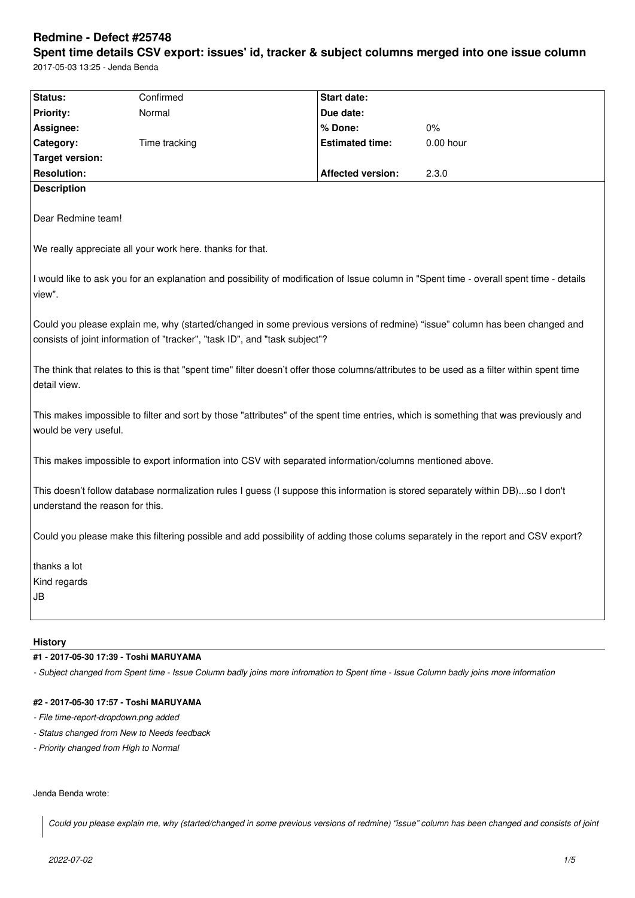# Redmine - Defect #25748

## Spent time details CSV export: issues' id, tracker & subject columns merged into one issue column

2017-05-03 13:25 - Jenda Benda

| **Status:** | Confirmed | **Start date:** | |
|---|---|---|---|
| **Priority:** | Normal | **Due date:** | |
| **Assignee:** | | **% Done:** | 0% |
| **Category:** | Time tracking | **Estimated time:** | 0.00 hour |
| **Target version:** | | | |
| **Resolution:** | | **Affected version:** | 2.3.0 |

**Description**

Dear Redmine team!

We really appreciate all your work here. thanks for that.

I would like to ask you for an explanation and possibility of modification of Issue column in "Spent time - overall spent time - details view".

Could you please explain me, why (started/changed in some previous versions of redmine) “issue” column has been changed and consists of joint information of "tracker", "task ID", and "task subject"?

The think that relates to this is that "spent time" filter doesn’t offer those columns/attributes to be used as a filter within spent time detail view.

This makes impossible to filter and sort by those "attributes" of the spent time entries, which is something that was previously and would be very useful.

This makes impossible to export information into CSV with separated information/columns mentioned above.

This doesn’t follow database normalization rules I guess (I suppose this information is stored separately within DB)...so I don't understand the reason for this.

Could you please make this filtering possible and add possibility of adding those colums separately in the report and CSV export?

thanks a lot  
Kind regards  
JB

### History

#### #1 - 2017-05-30 17:39 - Toshi MARUYAMA

*- Subject changed from Spent time - Issue Column badly joins more infromation to Spent time - Issue Column badly joins more information*

#### #2 - 2017-05-30 17:57 - Toshi MARUYAMA

*- File time-report-dropdown.png added*

*- Status changed from New to Needs feedback*

*- Priority changed from High to Normal*

Jenda Benda wrote:

> *Could you please explain me, why (started/changed in some previous versions of redmine) “issue” column has been changed and consists of joint*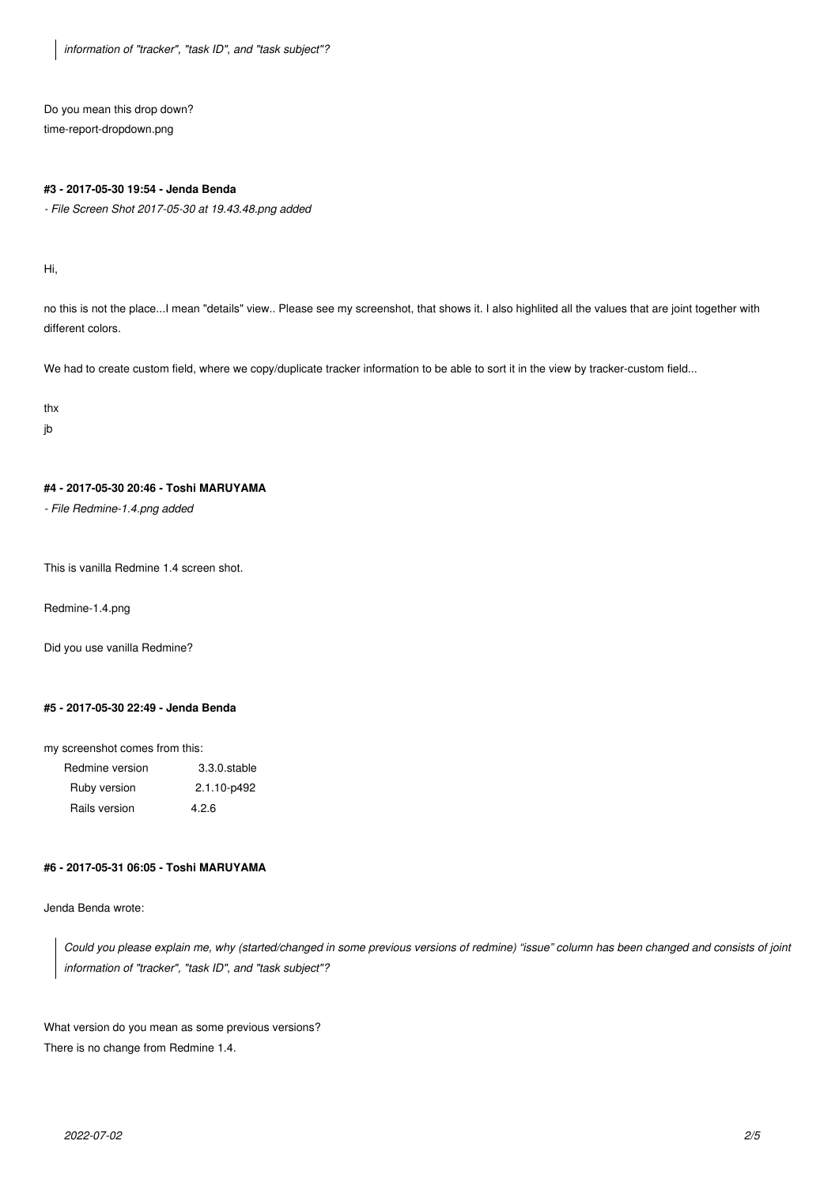> *information of "tracker", "task ID", and "task subject"?*

Do you mean this drop down?
time-report-dropdown.png

#### #3 - 2017-05-30 19:54 - Jenda Benda

*- File Screen Shot 2017-05-30 at 19.43.48.png added*

Hi,

no this is not the place...I mean "details" view.. Please see my screenshot, that shows it. I also highlited all the values that are joint together with different colors.

We had to create custom field, where we copy/duplicate tracker information to be able to sort it in the view by tracker-custom field...

thx
jb

#### #4 - 2017-05-30 20:46 - Toshi MARUYAMA

*- File Redmine-1.4.png added*

This is vanilla Redmine 1.4 screen shot.

Redmine-1.4.png

Did you use vanilla Redmine?

#### #5 - 2017-05-30 22:49 - Jenda Benda

my screenshot comes from this:

| | |
|---|---|
| Redmine version | 3.3.0.stable |
| Ruby version | 2.1.10-p492 |
| Rails version | 4.2.6 |

#### #6 - 2017-05-31 06:05 - Toshi MARUYAMA

Jenda Benda wrote:

> *Could you please explain me, why (started/changed in some previous versions of redmine) "issue" column has been changed and consists of joint information of "tracker", "task ID", and "task subject"?*

What version do you mean as some previous versions?
There is no change from Redmine 1.4.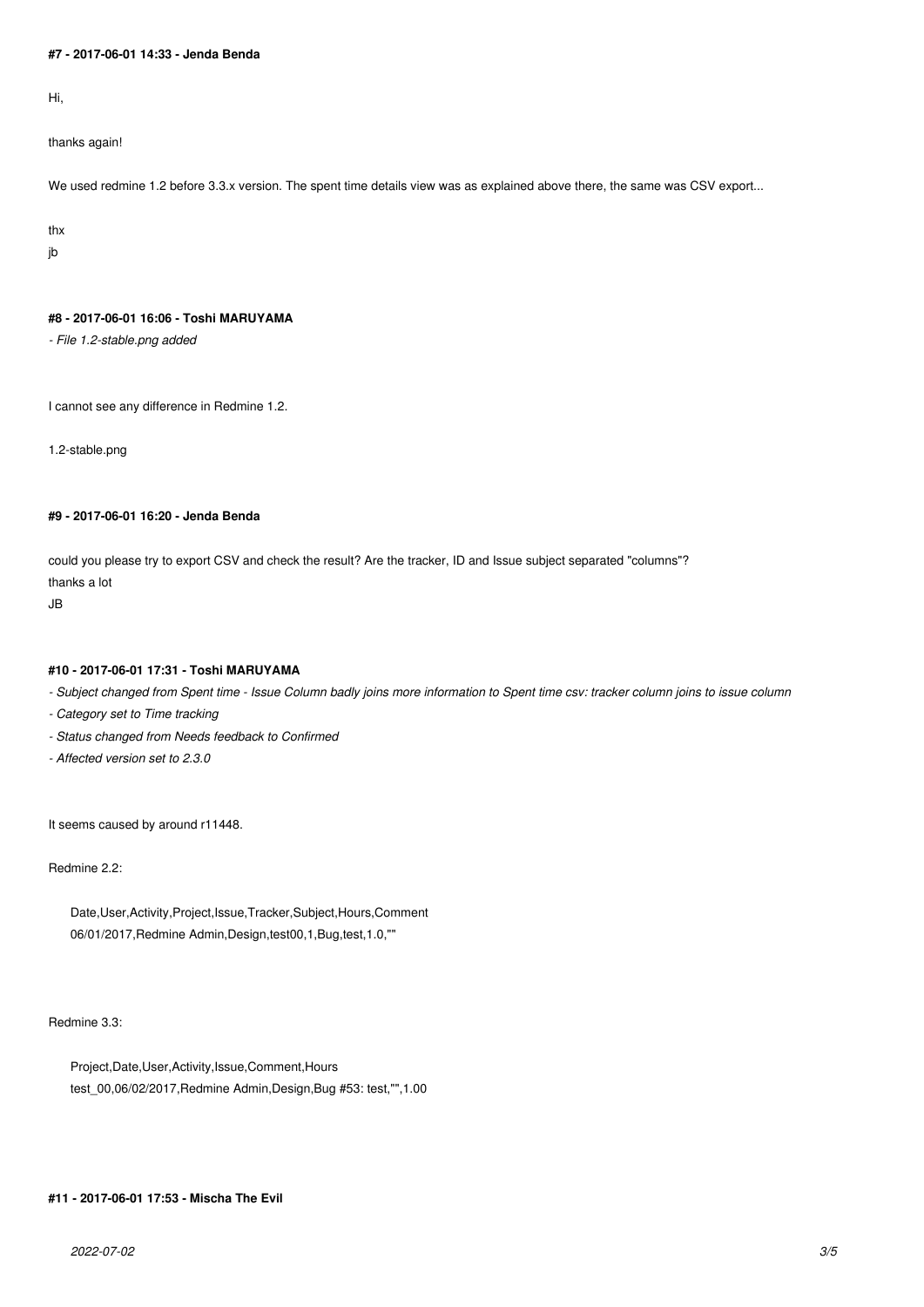#### #7 - 2017-06-01 14:33 - Jenda Benda

Hi,

thanks again!

We used redmine 1.2 before 3.3.x version. The spent time details view was as explained above there, the same was CSV export...

thx
jb

#### #8 - 2017-06-01 16:06 - Toshi MARUYAMA

*- File 1.2-stable.png added*

I cannot see any difference in Redmine 1.2.

1.2-stable.png

#### #9 - 2017-06-01 16:20 - Jenda Benda

could you please try to export CSV and check the result? Are the tracker, ID and Issue subject separated "columns"?
thanks a lot
JB

#### #10 - 2017-06-01 17:31 - Toshi MARUYAMA

*- Subject changed from Spent time - Issue Column badly joins more information to Spent time csv: tracker column joins to issue column*

*- Category set to Time tracking*

*- Status changed from Needs feedback to Confirmed*

*- Affected version set to 2.3.0*

It seems caused by around r11448.

Redmine 2.2:

```
Date,User,Activity,Project,Issue,Tracker,Subject,Hours,Comment
06/01/2017,Redmine Admin,Design,test00,1,Bug,test,1.0,""
```

Redmine 3.3:

```
Project,Date,User,Activity,Issue,Comment,Hours
test_00,06/02/2017,Redmine Admin,Design,Bug #53: test,"",1.00
```

#### #11 - 2017-06-01 17:53 - Mischa The Evil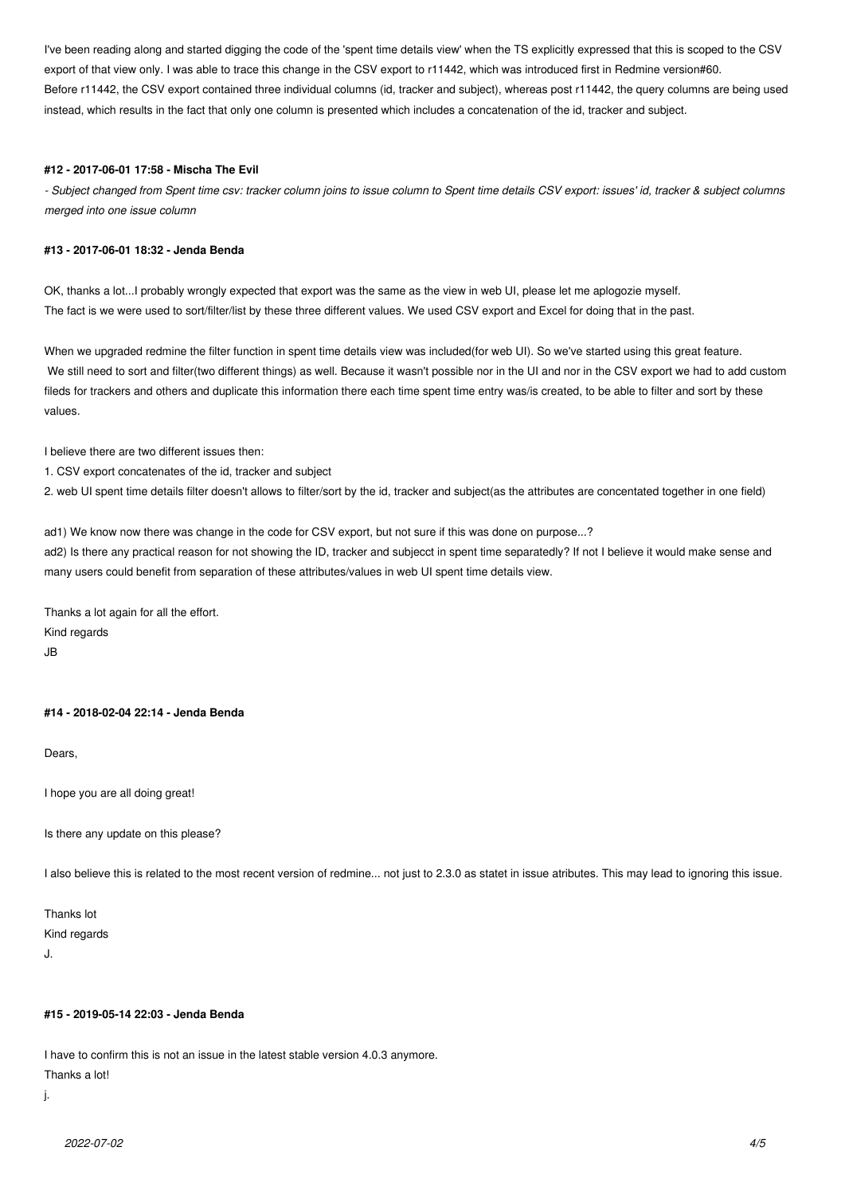I've been reading along and started digging the code of the 'spent time details view' when the TS explicitly expressed that this is scoped to the CSV export of that view only. I was able to trace this change in the CSV export to r11442, which was introduced first in Redmine version#60.
Before r11442, the CSV export contained three individual columns (id, tracker and subject), whereas post r11442, the query columns are being used instead, which results in the fact that only one column is presented which includes a concatenation of the id, tracker and subject.

#### #12 - 2017-06-01 17:58 - Mischa The Evil

*- Subject changed from Spent time csv: tracker column joins to issue column to Spent time details CSV export: issues' id, tracker & subject columns merged into one issue column*

#### #13 - 2017-06-01 18:32 - Jenda Benda

OK, thanks a lot...I probably wrongly expected that export was the same as the view in web UI, please let me aplogozie myself.
The fact is we were used to sort/filter/list by these three different values. We used CSV export and Excel for doing that in the past.

When we upgraded redmine the filter function in spent time details view was included(for web UI). So we've started using this great feature.
We still need to sort and filter(two different things) as well. Because it wasn't possible nor in the UI and nor in the CSV export we had to add custom fileds for trackers and others and duplicate this information there each time spent time entry was/is created, to be able to filter and sort by these values.

I believe there are two different issues then:
1. CSV export concatenates of the id, tracker and subject
2. web UI spent time details filter doesn't allows to filter/sort by the id, tracker and subject(as the attributes are concentated together in one field)

ad1) We know now there was change in the code for CSV export, but not sure if this was done on purpose...?
ad2) Is there any practical reason for not showing the ID, tracker and subjecct in spent time separatedly? If not I believe it would make sense and many users could benefit from separation of these attributes/values in web UI spent time details view.

Thanks a lot again for all the effort.
Kind regards
JB

#### #14 - 2018-02-04 22:14 - Jenda Benda

Dears,

I hope you are all doing great!

Is there any update on this please?

I also believe this is related to the most recent version of redmine... not just to 2.3.0 as statet in issue atributes. This may lead to ignoring this issue.

Thanks lot
Kind regards
J.

#### #15 - 2019-05-14 22:03 - Jenda Benda

I have to confirm this is not an issue in the latest stable version 4.0.3 anymore.
Thanks a lot!
j.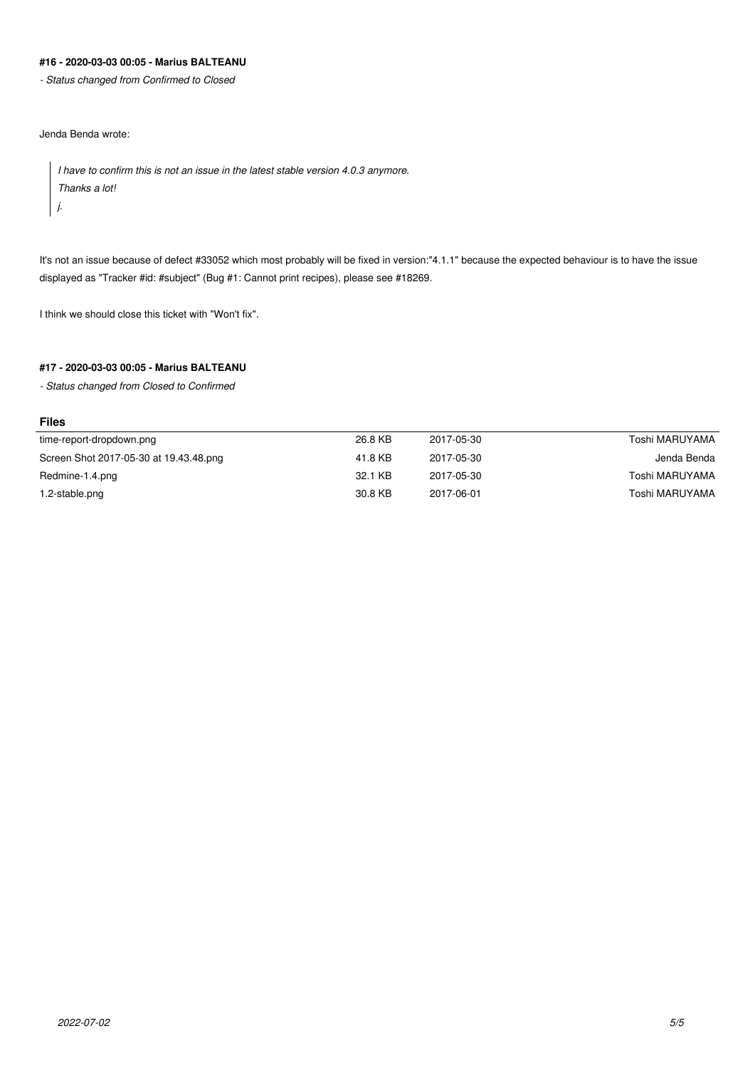#### #16 - 2020-03-03 00:05 - Marius BALTEANU

*- Status changed from Confirmed to Closed*

Jenda Benda wrote:

> *I have to confirm this is not an issue in the latest stable version 4.0.3 anymore.*
> *Thanks a lot!*
> *j.*

It's not an issue because of defect #33052 which most probably will be fixed in version:"4.1.1" because the expected behaviour is to have the issue displayed as "Tracker #id: #subject" (Bug #1: Cannot print recipes), please see #18269.

I think we should close this ticket with "Won't fix".

#### #17 - 2020-03-03 00:05 - Marius BALTEANU

*- Status changed from Closed to Confirmed*

### Files

| | | | |
|---|---|---|---|
| time-report-dropdown.png | 26.8 KB | 2017-05-30 | Toshi MARUYAMA |
| Screen Shot 2017-05-30 at 19.43.48.png | 41.8 KB | 2017-05-30 | Jenda Benda |
| Redmine-1.4.png | 32.1 KB | 2017-05-30 | Toshi MARUYAMA |
| 1.2-stable.png | 30.8 KB | 2017-06-01 | Toshi MARUYAMA |